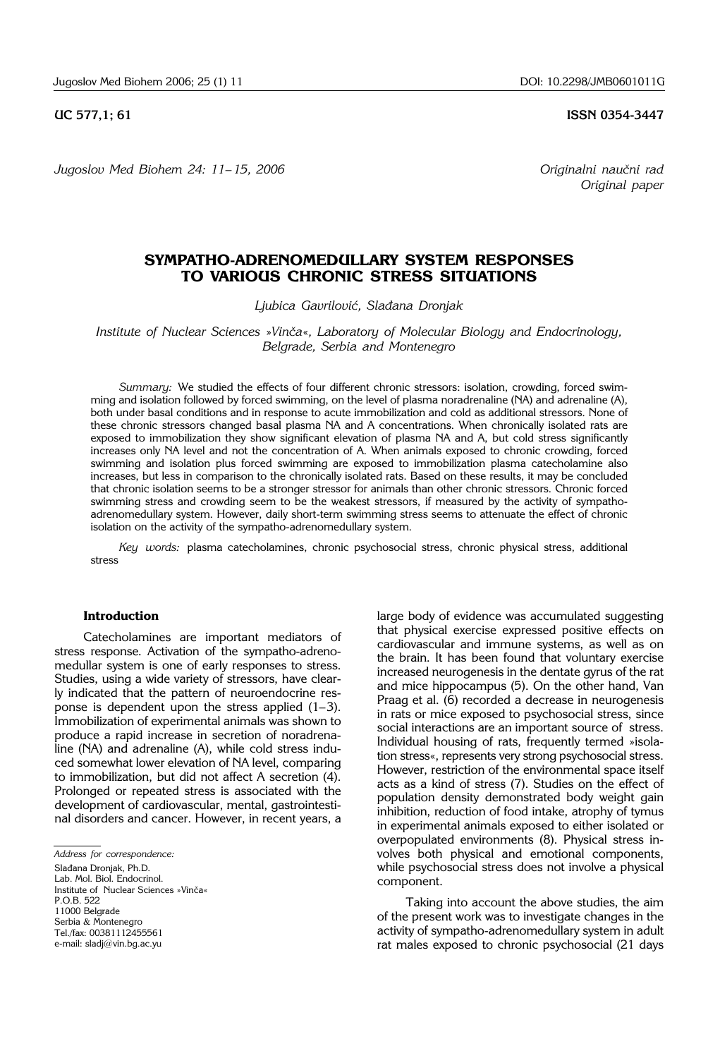UC 577,1; 61

ISSN 0354-3447

*Originalni naučni rad*
*Original paper*

# SYMPATHO-ADRENOMEDULLARY SYSTEM RESPONSES TO VARIOUS CHRONIC STRESS SITUATIONS

*Ljubica Gavrilović, Slađana Dronjak*

*Institute of Nuclear Sciences »Vinča«, Laboratory of Molecular Biology and Endocrinology, Belgrade, Serbia and Montenegro*

*Summary:* We studied the effects of four different chronic stressors: isolation, crowding, forced swimming and isolation followed by forced swimming, on the level of plasma noradrenaline (NA) and adrenaline (A), both under basal conditions and in response to acute immobilization and cold as additional stressors. None of these chronic stressors changed basal plasma NA and A concentrations. When chronically isolated rats are exposed to immobilization they show significant elevation of plasma NA and A, but cold stress significantly increases only NA level and not the concentration of A. When animals exposed to chronic crowding, forced swimming and isolation plus forced swimming are exposed to immobilization plasma catecholamine also increases, but less in comparison to the chronically isolated rats. Based on these results, it may be concluded that chronic isolation seems to be a stronger stressor for animals than other chronic stressors. Chronic forced swimming stress and crowding seem to be the weakest stressors, if measured by the activity of sympatho-adrenomedullary system. However, daily short-term swimming stress seems to attenuate the effect of chronic isolation on the activity of the sympatho-adrenomedullary system.

*Key words:* plasma catecholamines, chronic psychosocial stress, chronic physical stress, additional stress

## Introduction

Catecholamines are important mediators of stress response. Activation of the sympatho-adrenomedullar system is one of early responses to stress. Studies, using a wide variety of stressors, have clearly indicated that the pattern of neuroendocrine response is dependent upon the stress applied (1–3). Immobilization of experimental animals was shown to produce a rapid increase in secretion of noradrenaline (NA) and adrenaline (A), while cold stress induced somewhat lower elevation of NA level, comparing to immobilization, but did not affect A secretion (4). Prolonged or repeated stress is associated with the development of cardiovascular, mental, gastrointestinal disorders and cancer. However, in recent years, a large body of evidence was accumulated suggesting that physical exercise expressed positive effects on cardiovascular and immune systems, as well as on the brain. It has been found that voluntary exercise increased neurogenesis in the dentate gyrus of the rat and mice hippocampus (5). On the other hand, Van Praag et al. (6) recorded a decrease in neurogenesis in rats or mice exposed to psychosocial stress, since social interactions are an important source of stress. Individual housing of rats, frequently termed »isolation stress«, represents very strong psychosocial stress. However, restriction of the environmental space itself acts as a kind of stress (7). Studies on the effect of population density demonstrated body weight gain inhibition, reduction of food intake, atrophy of tymus in experimental animals exposed to either isolated or overpopulated environments (8). Physical stress involves both physical and emotional components, while psychosocial stress does not involve a physical component.

Taking into account the above studies, the aim of the present work was to investigate changes in the activity of sympatho-adrenomedullary system in adult rat males exposed to chronic psychosocial (21 days

*Address for correspondence:*
Slađana Dronjak, Ph.D.
Lab. Mol. Biol. Endocrinol.
Institute of Nuclear Sciences »Vinča«
P.O.B. 522
11000 Belgrade
Serbia & Montenegro
Tel./fax: 00381112455561
e-mail: sladj@vin.bg.ac.yu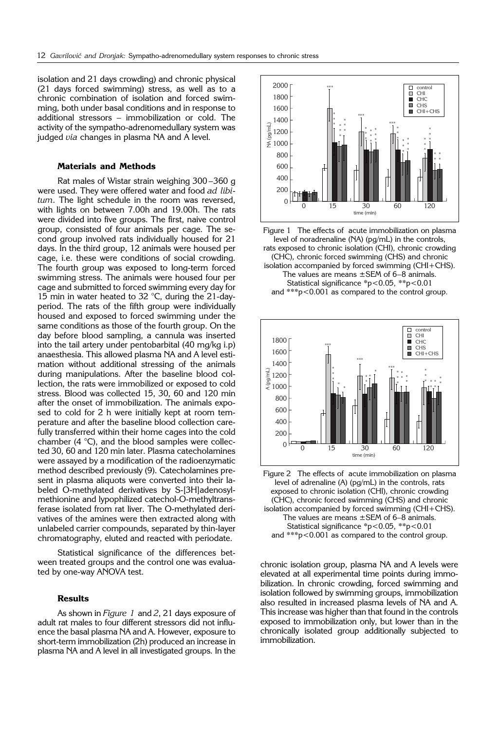isolation and 21 days crowding) and chronic physical (21 days forced swimming) stress, as well as to a chronic combination of isolation and forced swimming, both under basal conditions and in response to additional stressors – immobilization or cold. The activity of the sympatho-adrenomedullary system was judged *via* changes in plasma NA and A level.

### Materials and Methods

Rat males of Wistar strain weighing 300–360 g were used. They were offered water and food *ad libitum*. The light schedule in the room was reversed, with lights on between 7.00h and 19.00h. The rats were divided into five groups. The first, naive control group, consisted of four animals per cage. The second group involved rats individually housed for 21 days. In the third group, 12 animals were housed per cage, i.e. these were conditions of social crowding. The fourth group was exposed to long-term forced swimming stress. The animals were housed four per cage and submitted to forced swimming every day for 15 min in water heated to 32 °C, during the 21-day-period. The rats of the fifth group were individually housed and exposed to forced swimming under the same conditions as those of the fourth group. On the day before blood sampling, a cannula was inserted into the tail artery under pentobarbital (40 mg/kg i.p) anaesthesia. This allowed plasma NA and A level estimation without additional stressing of the animals during manipulations. After the baseline blood collection, the rats were immobilized or exposed to cold stress. Blood was collected 15, 30, 60 and 120 min after the onset of immobilization. The animals exposed to cold for 2 h were initially kept at room temperature and after the baseline blood collection carefully transferred within their home cages into the cold chamber (4 °C), and the blood samples were collected 30, 60 and 120 min later. Plasma catecholamines were assayed by a modification of the radioenzymatic method described previously (9). Catecholamines present in plasma aliquots were converted into their labeled O-methylated derivatives by S-[3H]adenosylmethionine and lypophilized catechol-O-methyltransferase isolated from rat liver. The O-methylated derivatives of the amines were then extracted along with unlabeled carrier compounds, separated by thin-layer chromatography, eluted and reacted with periodate.

Statistical significance of the differences between treated groups and the control one was evaluated by one-way ANOVA test.

### Results

As shown in *Figure 1* and *2*, 21 days exposure of adult rat males to four different stressors did not influence the basal plasma NA and A. However, exposure to short-term immobilization (2h) produced an increase in plasma NA and A level in all investigated groups. In the chronic isolation group, plasma NA and A levels were elevated at all experimental time points during immobilization. In chronic crowding, forced swimming and isolation followed by swimming groups, immobilization also resulted in increased plasma levels of NA and A. This increase was higher than that found in the controls exposed to immobilization only, but lower than in the chronically isolated group additionally subjected to immobilization.

Figure 1 The effects of acute immobilization on plasma level of noradrenaline (NA) (pg/mL) in the controls, rats exposed to chronic isolation (CHI), chronic crowding (CHC), chronic forced swimming (CHS) and chronic isolation accompanied by forced swimming (CHI+CHS). The values are means ±SEM of 6–8 animals. Statistical significance *p<0.05, **p<0.01 and ***p<0.001 as compared to the control group.

Figure 2 The effects of acute immobilization on plasma level of adrenaline (A) (pg/mL) in the controls, rats exposed to chronic isolation (CHI), chronic crowding (CHC), chronic forced swimming (CHS) and chronic isolation accompanied by forced swimming (CHI+CHS). The values are means ±SEM of 6–8 animals. Statistical significance *p<0.05, **p<0.01 and ***p<0.001 as compared to the control group.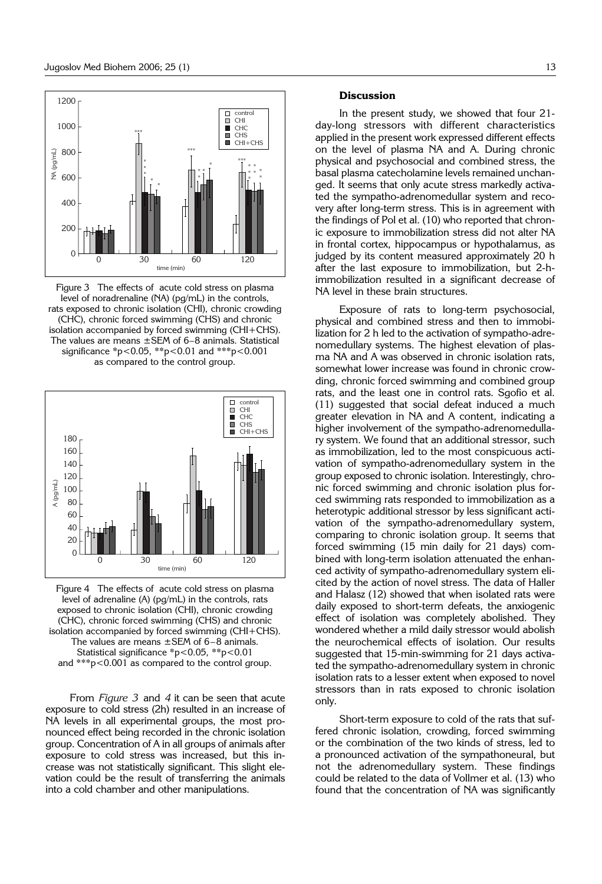Figure 3 The effects of acute cold stress on plasma level of noradrenaline (NA) (pg/mL) in the controls, rats exposed to chronic isolation (CHI), chronic crowding (CHC), chronic forced swimming (CHS) and chronic isolation accompanied by forced swimming (CHI+CHS). The values are means ±SEM of 6–8 animals. Statistical significance *p<0.05, **p<0.01 and ***p<0.001 as compared to the control group.

Figure 4 The effects of acute cold stress on plasma level of adrenaline (A) (pg/mL) in the controls, rats exposed to chronic isolation (CHI), chronic crowding (CHC), chronic forced swimming (CHS) and chronic isolation accompanied by forced swimming (CHI+CHS). The values are means ±SEM of 6–8 animals. Statistical significance *p<0.05, **p<0.01 and ***p<0.001 as compared to the control group.

From *Figure 3* and *4* it can be seen that acute exposure to cold stress (2h) resulted in an increase of NA levels in all experimental groups, the most pronounced effect being recorded in the chronic isolation group. Concentration of A in all groups of animals after exposure to cold stress was increased, but this increase was not statistically significant. This slight elevation could be the result of transferring the animals into a cold chamber and other manipulations.

### Discussion

In the present study, we showed that four 21-day-long stressors with different characteristics applied in the present work expressed different effects on the level of plasma NA and A. During chronic physical and psychosocial and combined stress, the basal plasma catecholamine levels remained unchanged. It seems that only acute stress markedly activated the sympatho-adrenomedullar system and recovery after long-term stress. This is in agreement with the findings of Pol et al. (10) who reported that chronic exposure to immobilization stress did not alter NA in frontal cortex, hippocampus or hypothalamus, as judged by its content measured approximately 20 h after the last exposure to immobilization, but 2-h-immobilization resulted in a significant decrease of NA level in these brain structures.

Exposure of rats to long-term psychosocial, physical and combined stress and then to immobilization for 2 h led to the activation of sympatho-adrenomedullary systems. The highest elevation of plasma NA and A was observed in chronic isolation rats, somewhat lower increase was found in chronic crowding, chronic forced swimming and combined group rats, and the least one in control rats. Sgofio et al. (11) suggested that social defeat induced a much greater elevation in NA and A content, indicating a higher involvement of the sympatho-adrenomedullary system. We found that an additional stressor, such as immobilization, led to the most conspicuous activation of sympatho-adrenomedullary system in the group exposed to chronic isolation. Interestingly, chronic forced swimming and chronic isolation plus forced swimming rats responded to immobilization as a heterotypic additional stressor by less significant activation of the sympatho-adrenomedullary system, comparing to chronic isolation group. It seems that forced swimming (15 min daily for 21 days) combined with long-term isolation attenuated the enhanced activity of sympatho-adrenomedullary system elicited by the action of novel stress. The data of Haller and Halasz (12) showed that when isolated rats were daily exposed to short-term defeats, the anxiogenic effect of isolation was completely abolished. They wondered whether a mild daily stressor would abolish the neurochemical effects of isolation. Our results suggested that 15-min-swimming for 21 days activated the sympatho-adrenomedullary system in chronic isolation rats to a lesser extent when exposed to novel stressors than in rats exposed to chronic isolation only.

Short-term exposure to cold of the rats that suffered chronic isolation, crowding, forced swimming or the combination of the two kinds of stress, led to a pronounced activation of the sympathoneural, but not the adrenomedullary system. These findings could be related to the data of Vollmer et al. (13) who found that the concentration of NA was significantly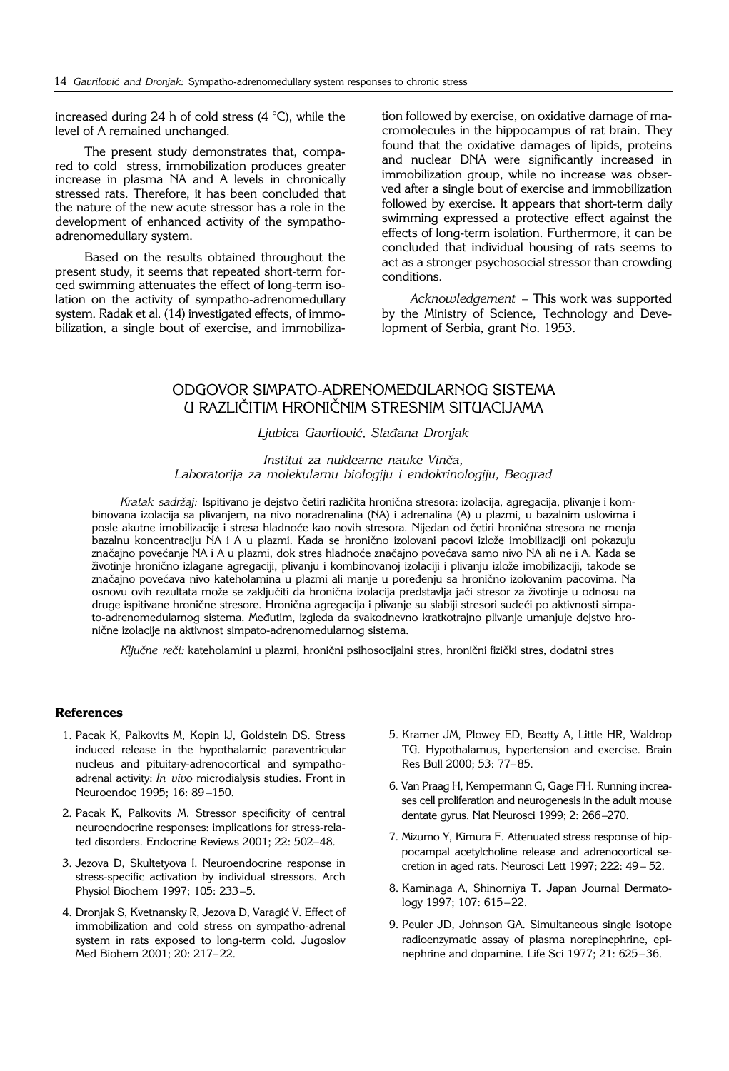increased during 24 h of cold stress (4 °C), while the level of A remained unchanged.

The present study demonstrates that, compared to cold stress, immobilization produces greater increase in plasma NA and A levels in chronically stressed rats. Therefore, it has been concluded that the nature of the new acute stressor has a role in the development of enhanced activity of the sympathoadrenomedullary system.

Based on the results obtained throughout the present study, it seems that repeated short-term forced swimming attenuates the effect of long-term isolation on the activity of sympatho-adrenomedullary system. Radak et al. (14) investigated effects, of immobilization, a single bout of exercise, and immobilization followed by exercise, on oxidative damage of macromolecules in the hippocampus of rat brain. They found that the oxidative damages of lipids, proteins and nuclear DNA were significantly increased in immobilization group, while no increase was observed after a single bout of exercise and immobilization followed by exercise. It appears that short-term daily swimming expressed a protective effect against the effects of long-term isolation. Furthermore, it can be concluded that individual housing of rats seems to act as a stronger psychosocial stressor than crowding conditions.

*Acknowledgement* – This work was supported by the Ministry of Science, Technology and Development of Serbia, grant No. 1953.

## ODGOVOR SIMPATO-ADRENOMEDULARNOG SISTEMA U RAZLIČITIM HRONIČNIM STRESNIM SITUACIJAMA

*Ljubica Gavrilović, Slađana Dronjak*

*Institut za nuklearne nauke Vinča, Laboratorija za molekularnu biologiju i endokrinologiju, Beograd*

*Kratak sadržaj:* Ispitivano je dejstvo četiri različita hronična stresora: izolacija, agregacija, plivanje i kombinovana izolacija sa plivanjem, na nivo noradrenalina (NA) i adrenalina (A) u plazmi, u bazalnim uslovima i posle akutne imobilizacije i stresa hladnoće kao novih stresora. Nijedan od četiri hronična stresora ne menja bazalnu koncentraciju NA i A u plazmi. Kada se hronično izolovani pacovi izlože imobilizaciji oni pokazuju značajno povećanje NA i A u plazmi, dok stres hladnoće značajno povećava samo nivo NA ali ne i A. Kada se životinje hronično izlagane agregaciji, plivanju i kombinovanoj izolaciji i plivanju izlože imobilizaciji, takođe se značajno povećava nivo kateholamina u plazmi ali manje u poređenju sa hronično izolovanim pacovima. Na osnovu ovih rezultata može se zaključiti da hronična izolacija predstavlja jači stresor za životinje u odnosu na druge ispitivane hronične stresore. Hronična agregacija i plivanje su slabiji stresori sudeći po aktivnosti simpato-adrenomedularnog sistema. Međutim, izgleda da svakodnevno kratkotrajno plivanje umanjuje dejstvo hronične izolacije na aktivnost simpato-adrenomedularnog sistema.

*Ključne reči:* kateholamini u plazmi, hronični psihosocijalni stres, hronični fizički stres, dodatni stres

### References

1. Pacak K, Palkovits M, Kopin IJ, Goldstein DS. Stress induced release in the hypothalamic paraventricular nucleus and pituitary-adrenocortical and sympathoadrenal activity: *In vivo* microdialysis studies. Front in Neuroendoc 1995; 16: 89–150.
2. Pacak K, Palkovits M. Stressor specificity of central neuroendocrine responses: implications for stress-related disorders. Endocrine Reviews 2001; 22: 502–48.
3. Jezova D, Skultetyova I. Neuroendocrine response in stress-specific activation by individual stressors. Arch Physiol Biochem 1997; 105: 233–5.
4. Dronjak S, Kvetnansky R, Jezova D, Varagić V. Effect of immobilization and cold stress on sympatho-adrenal system in rats exposed to long-term cold. Jugoslov Med Biohem 2001; 20: 217–22.
5. Kramer JM, Plowey ED, Beatty A, Little HR, Waldrop TG. Hypothalamus, hypertension and exercise. Brain Res Bull 2000; 53: 77–85.
6. Van Praag H, Kempermann G, Gage FH. Running increases cell proliferation and neurogenesis in the adult mouse dentate gyrus. Nat Neurosci 1999; 2: 266–270.
7. Mizumo Y, Kimura F. Attenuated stress response of hippocampal acetylcholine release and adrenocortical secretion in aged rats. Neurosci Lett 1997; 222: 49–52.
8. Kaminaga A, Shinorniya T. Japan Journal Dermatology 1997; 107: 615–22.
9. Peuler JD, Johnson GA. Simultaneous single isotope radioenzymatic assay of plasma norepinephrine, epinephrine and dopamine. Life Sci 1977; 21: 625–36.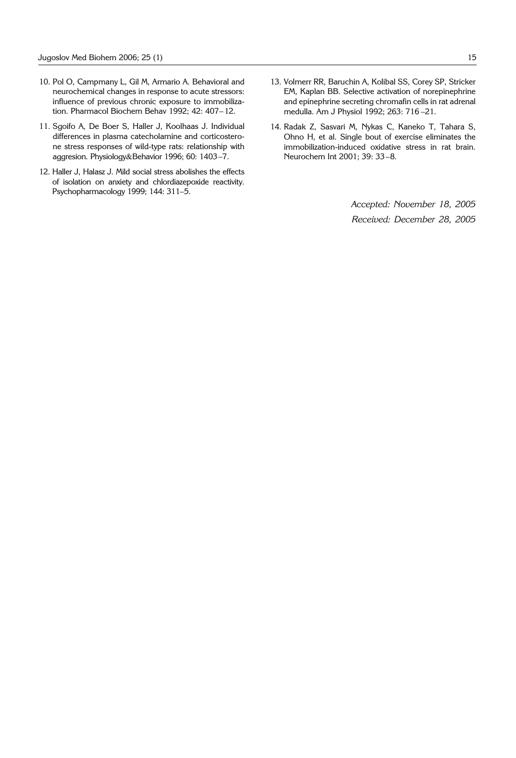10. Pol O, Campmany L, Gil M, Armario A. Behavioral and neurochemical changes in response to acute stressors: influence of previous chronic exposure to immobilization. Pharmacol Biochem Behav 1992; 42: 407–12.

11. Sgoifo A, De Boer S, Haller J, Koolhaas J. Individual differences in plasma catecholamine and corticosterone stress responses of wild-type rats: relationship with aggresion. Physiology&Behavior 1996; 60: 1403–7.

12. Haller J, Halasz J. Mild social stress abolishes the effects of isolation on anxiety and chlordiazepoxide reactivity. Psychopharmacology 1999; 144: 311–5.

13. Volmerr RR, Baruchin A, Kolibal SS, Corey SP, Stricker EM, Kaplan BB. Selective activation of norepinephrine and epinephrine secreting chromafin cells in rat adrenal medulla. Am J Physiol 1992; 263: 716–21.

14. Radak Z, Sasvari M, Nykas C, Kaneko T, Tahara S, Ohno H, et al. Single bout of exercise eliminates the immobilization-induced oxidative stress in rat brain. Neurochem Int 2001; 39: 33–8.

*Accepted: November 18, 2005*
*Received: December 28, 2005*